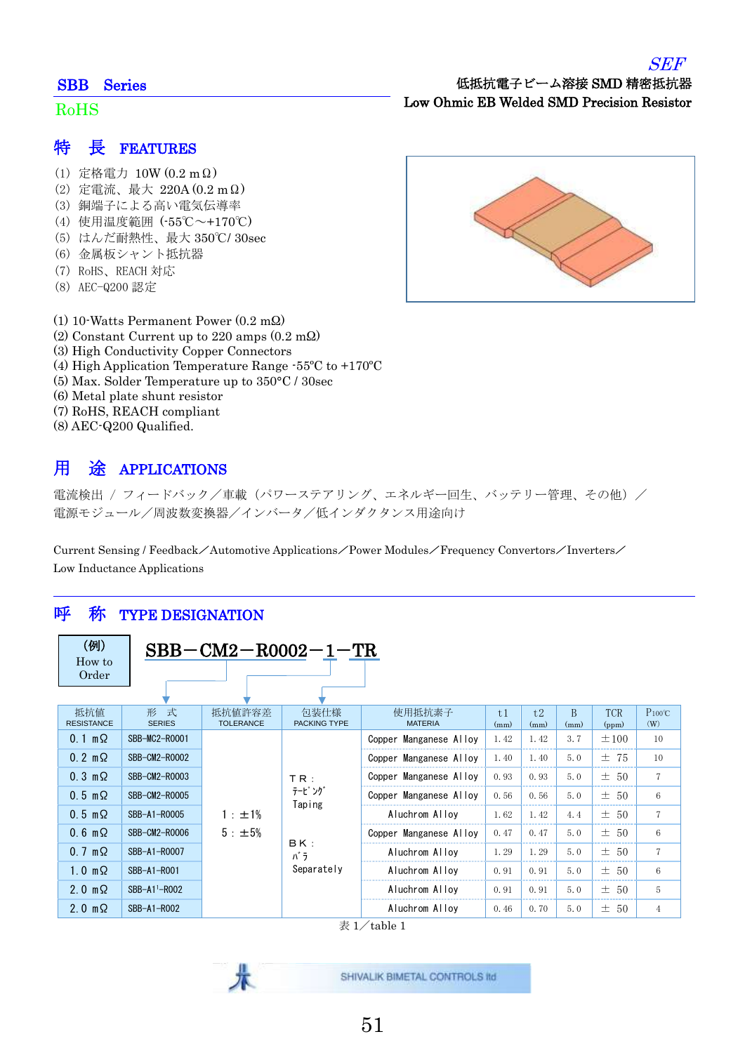*SEF*

低抵抗電子ビーム溶接 SMD 精密抵抗器

**Low Ohmic EB Welded SMD Precision Resistor**

## SBB Series

RoHS

## 特　長 FEATURES

（1）定格電力 10W (0.2 mΩ)
（2）定電流、最大 220A (0.2 mΩ)
（3）銅端子による高い電気伝導率
（4）使用温度範囲 (-55℃～+170℃)
（5）はんだ耐熱性、最大 350℃/ 30sec
（6）金属板シャント抵抗器
（7）RoHS、REACH 対応
（8）AEC-Q200 認定

(1) 10-Watts Permanent Power (0.2 mΩ)
(2) Constant Current up to 220 amps (0.2 mΩ)
(3) High Conductivity Copper Connectors
(4) High Application Temperature Range -55°C to +170°C
(5) Max. Solder Temperature up to 350°C / 30sec
(6) Metal plate shunt resistor
(7) RoHS, REACH compliant
(8) AEC-Q200 Qualified.

## 用　途 APPLICATIONS

電流検出 / フィードバック／車載（パワーステアリング、エネルギー回生、バッテリー管理、その他）／電源モジュール／周波数変換器／インバータ／低インダクタンス用途向け

Current Sensing / Feedback／Automotive Applications／Power Modules／Frequency Convertors／Inverters／Low Inductance Applications

## 呼　称 TYPE DESIGNATION

（例）How to Order

**SBB－CM2－R0002－1－TR**

| 抵抗値 RESISTANCE | 形　式 SERIES | 抵抗値許容差 TOLERANCE | 包装仕様 PACKING TYPE | 使用抵抗素子 MATERIA | t1 (mm) | t2 (mm) | B (mm) | TCR (ppm) | P100℃ (W) |
|---|---|---|---|---|---|---|---|---|---|
| 0.1 mΩ | SBB-MC2-R0001 | 1：±1%<br>5：±5% | TR：テーピング Taping<br>BK：バラ Separately | Copper Manganese Alloy | 1.42 | 1.42 | 3.7 | ±100 | 10 |
| 0.2 mΩ | SBB-CM2-R0002 | | | Copper Manganese Alloy | 1.40 | 1.40 | 5.0 | ± 75 | 10 |
| 0.3 mΩ | SBB-CM2-R0003 | | | Copper Manganese Alloy | 0.93 | 0.93 | 5.0 | ± 50 | 7 |
| 0.5 mΩ | SBB-CM2-R0005 | | | Copper Manganese Alloy | 0.56 | 0.56 | 5.0 | ± 50 | 6 |
| 0.5 mΩ | SBB-A1-R0005 | | | Aluchrom Alloy | 1.62 | 1.42 | 4.4 | ± 50 | 7 |
| 0.6 mΩ | SBB-CM2-R0006 | | | Copper Manganese Alloy | 0.47 | 0.47 | 5.0 | ± 50 | 6 |
| 0.7 mΩ | SBB-A1-R0007 | | | Aluchrom Alloy | 1.29 | 1.29 | 5.0 | ± 50 | 7 |
| 1.0 mΩ | SBB-A1-R001 | | | Aluchrom Alloy | 0.91 | 0.91 | 5.0 | ± 50 | 6 |
| 2.0 mΩ | SBB-A1'-R002 | | | Aluchrom Alloy | 0.91 | 0.91 | 5.0 | ± 50 | 5 |
| 2.0 mΩ | SBB-A1-R002 | | | Aluchrom Alloy | 0.46 | 0.70 | 5.0 | ± 50 | 4 |

表 1／table 1

SHIVALIK BIMETAL CONTROLS ltd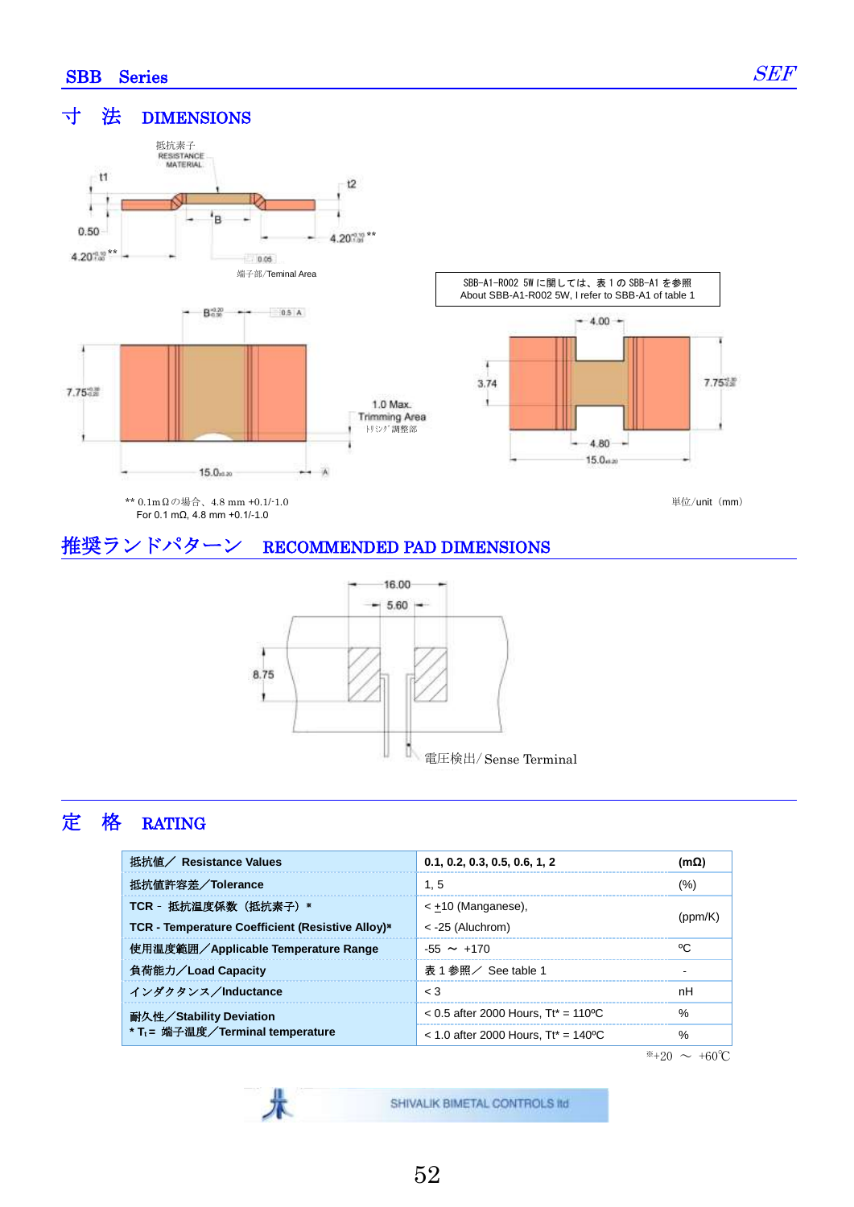## 寸 法 DIMENSIONS

抵抗素子 RESISTANCE MATERIAL

t1 t2

0.50

4.20 $^{+0.10}_{-1.00}$ ** 4.20 $^{+0.10}_{-1.00}$ **

B

0.05

端子部/Teminal Area

SBB-A1-R002 5W に関しては、表 1 の SBB-A1 を参照
About SBB-A1-R002 5W, I refer to SBB-A1 of table 1

B $^{+0.20}_{-0.30}$ 0.5 A

7.75 $^{+0.30}_{-0.20}$

1.0 Max. Trimming Area トリミング調整部

15.0±0.20 A

4.00

3.74

7.75 $^{+0.30}_{-0.20}$

4.80

15.0±0.20

** 0.1mΩの場合、4.8 mm +0.1/-1.0
For 0.1 mΩ, 4.8 mm +0.1/-1.0

単位/unit（mm）

## 推奨ランドパターン RECOMMENDED PAD DIMENSIONS

16.00

5.60

8.75

電圧検出/ Sense Terminal

## 定 格 RATING

| | | |
|---|---|---|
| 抵抗値／ Resistance Values | 0.1, 0.2, 0.3, 0.5, 0.6, 1, 2 | (mΩ) |
| 抵抗値許容差／Tolerance | 1, 5 | (%) |
| TCR - 抵抗温度係数（抵抗素子）* TCR - Temperature Coefficient (Resistive Alloy)* | < ±10 (Manganese), < -25 (Aluchrom) | (ppm/K) |
| 使用温度範囲／Applicable Temperature Range | -55 ～ +170 | ºC |
| 負荷能力／Load Capacity | 表 1 参照／ See table 1 | - |
| インダクタンス／Inductance | < 3 | nH |
| 耐久性／Stability Deviation * $T_t$ = 端子温度／Terminal temperature | < 0.5 after 2000 Hours, Tt* = 110ºC | % |
| | < 1.0 after 2000 Hours, Tt* = 140ºC | % |

※+20 ～ +60℃

SHIVALIK BIMETAL CONTROLS ltd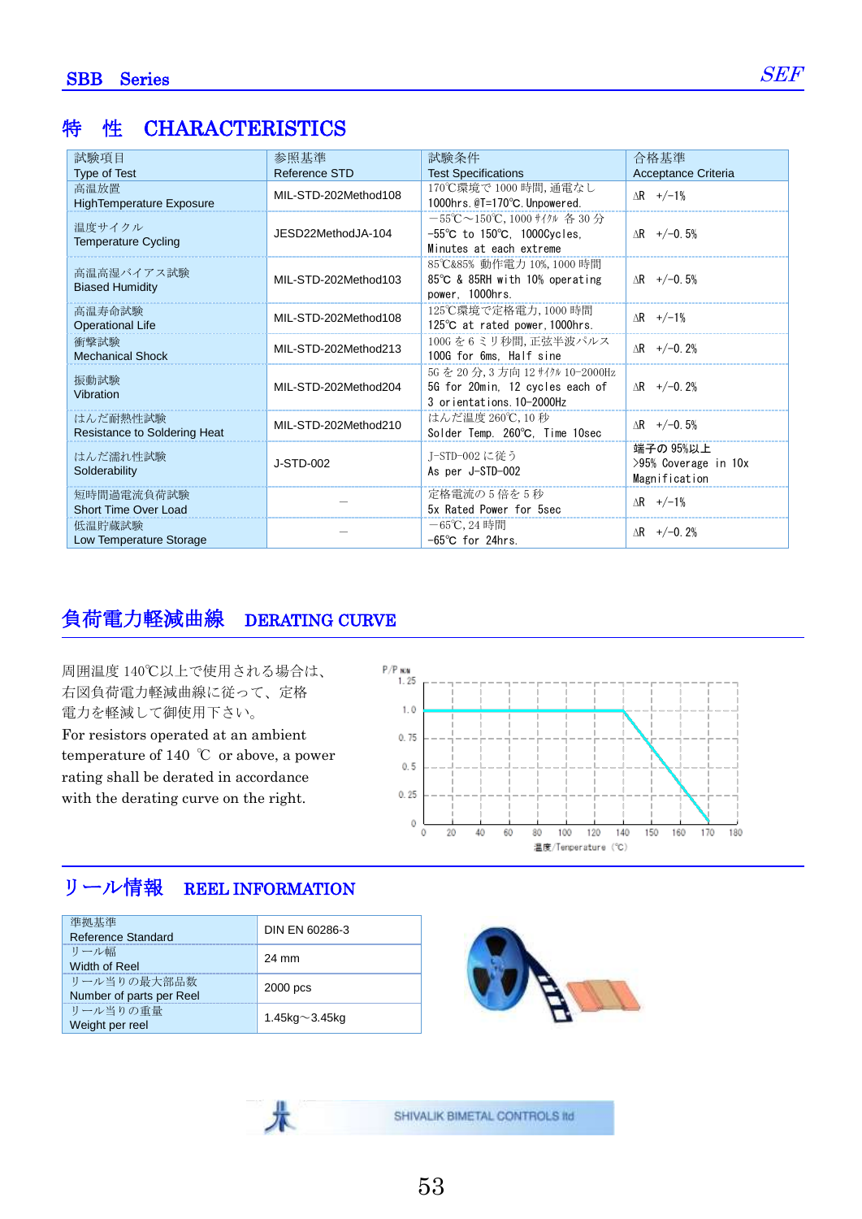## 特　性　CHARACTERISTICS

| 試験項目<br>Type of Test | 参照基準<br>Reference STD | 試験条件<br>Test Specifications | 合格基準<br>Acceptance Criteria |
|---|---|---|---|
| 高温放置<br>HighTemperature Exposure | MIL-STD-202Method108 | 170℃環境で 1000 時間, 通電なし<br>1000hrs. @T=170℃. Unpowered. | ΔR +/-1% |
| 温度サイクル<br>Temperature Cycling | JESD22MethodJA-104 | −55℃〜150℃, 1000 ｻｲｸﾙ 各 30 分<br>-55℃ to 150℃, 1000Cycles, Minutes at each extreme | ΔR +/-0.5% |
| 高温高湿バイアス試験<br>Biased Humidity | MIL-STD-202Method103 | 85℃&85% 動作電力 10%, 1000 時間<br>85℃ & 85RH with 10% operating power, 1000hrs. | ΔR +/-0.5% |
| 高温寿命試験<br>Operational Life | MIL-STD-202Method108 | 125℃環境で定格電力, 1000 時間<br>125℃ at rated power, 1000hrs. | ΔR +/-1% |
| 衝撃試験<br>Mechanical Shock | MIL-STD-202Method213 | 100G を 6 ミリ秒間, 正弦半波パルス<br>100G for 6ms, Half sine | ΔR +/-0.2% |
| 振動試験<br>Vibration | MIL-STD-202Method204 | 5G を 20 分, 3 方向 12 ｻｲｸﾙ 10-2000Hz<br>5G for 20min, 12 cycles each of 3 orientations. 10-2000Hz | ΔR +/-0.2% |
| はんだ耐熱性試験<br>Resistance to Soldering Heat | MIL-STD-202Method210 | はんだ温度 260℃, 10 秒<br>Solder Temp. 260℃, Time 10sec | ΔR +/-0.5% |
| はんだ濡れ性試験<br>Solderability | J-STD-002 | J-STD-002 に従う<br>As per J-STD-002 | 端子の 95%以上<br>>95% Coverage in 10x Magnification |
| 短時間過電流負荷試験<br>Short Time Over Load | − | 定格電流の 5 倍を 5 秒<br>5x Rated Power for 5sec | ΔR +/-1% |
| 低温貯蔵試験<br>Low Temperature Storage | − | −65℃, 24 時間<br>-65℃ for 24hrs. | ΔR +/-0.2% |

## 負荷電力軽減曲線　DERATING CURVE

周囲温度 140℃以上で使用される場合は、右図負荷電力軽減曲線に従って、定格電力を軽減して御使用下さい。
For resistors operated at an ambient temperature of 140 ℃ or above, a power rating shall be derated in accordance with the derating curve on the right.

P/P N.M
1.25
1.0
0.75
0.5
0.25
0
0 20 40 60 80 100 120 140 150 160 170 180
温度/Temperature (℃)

## リール情報　REEL INFORMATION

| | |
|---|---|
| 準拠基準<br>Reference Standard | DIN EN 60286-3 |
| リール幅<br>Width of Reel | 24 mm |
| リール当りの最大部品数<br>Number of parts per Reel | 2000 pcs |
| リール当りの重量<br>Weight per reel | 1.45kg〜3.45kg |

SHIVALIK BIMETAL CONTROLS ltd